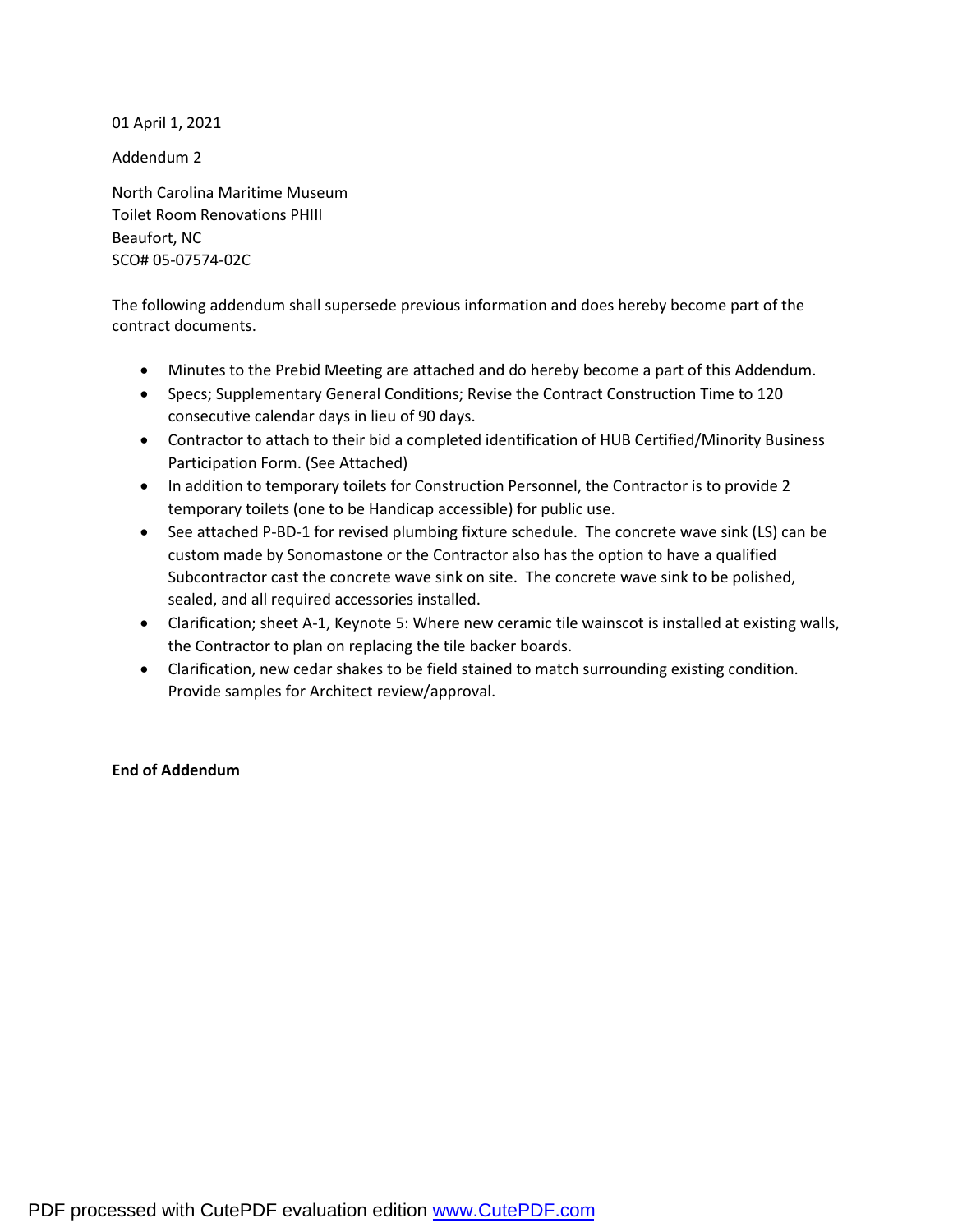01 April 1, 2021

Addendum 2

North Carolina Maritime Museum
Toilet Room Renovations PHIII
Beaufort, NC
SCO# 05-07574-02C

The following addendum shall supersede previous information and does hereby become part of the contract documents.

- Minutes to the Prebid Meeting are attached and do hereby become a part of this Addendum.
- Specs; Supplementary General Conditions; Revise the Contract Construction Time to 120 consecutive calendar days in lieu of 90 days.
- Contractor to attach to their bid a completed identification of HUB Certified/Minority Business Participation Form. (See Attached)
- In addition to temporary toilets for Construction Personnel, the Contractor is to provide 2 temporary toilets (one to be Handicap accessible) for public use.
- See attached P-BD-1 for revised plumbing fixture schedule. The concrete wave sink (LS) can be custom made by Sonomastone or the Contractor also has the option to have a qualified Subcontractor cast the concrete wave sink on site. The concrete wave sink to be polished, sealed, and all required accessories installed.
- Clarification; sheet A-1, Keynote 5: Where new ceramic tile wainscot is installed at existing walls, the Contractor to plan on replacing the tile backer boards.
- Clarification, new cedar shakes to be field stained to match surrounding existing condition. Provide samples for Architect review/approval.

**End of Addendum**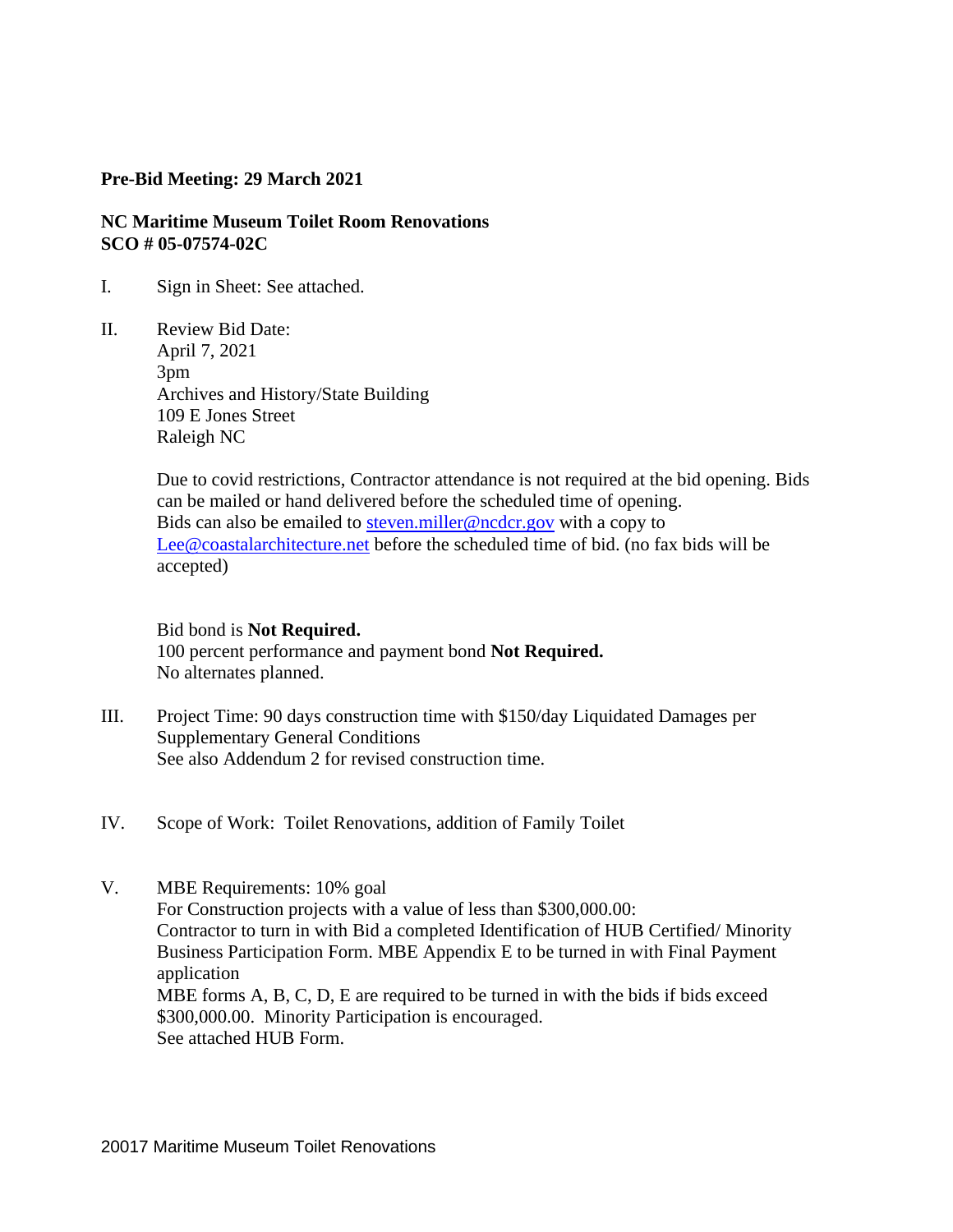**Pre-Bid Meeting: 29 March 2021**

**NC Maritime Museum Toilet Room Renovations**
**SCO # 05-07574-02C**

I. Sign in Sheet: See attached.

II. Review Bid Date:
April 7, 2021
3pm
Archives and History/State Building
109 E Jones Street
Raleigh NC

Due to covid restrictions, Contractor attendance is not required at the bid opening. Bids can be mailed or hand delivered before the scheduled time of opening.
Bids can also be emailed to steven.miller@ncdcr.gov with a copy to Lee@coastalarchitecture.net before the scheduled time of bid. (no fax bids will be accepted)

Bid bond is **Not Required.**
100 percent performance and payment bond **Not Required.**
No alternates planned.

III. Project Time: 90 days construction time with $150/day Liquidated Damages per Supplementary General Conditions
See also Addendum 2 for revised construction time.

IV. Scope of Work: Toilet Renovations, addition of Family Toilet

V. MBE Requirements: 10% goal
For Construction projects with a value of less than $300,000.00:
Contractor to turn in with Bid a completed Identification of HUB Certified/ Minority Business Participation Form. MBE Appendix E to be turned in with Final Payment application
MBE forms A, B, C, D, E are required to be turned in with the bids if bids exceed $300,000.00. Minority Participation is encouraged.
See attached HUB Form.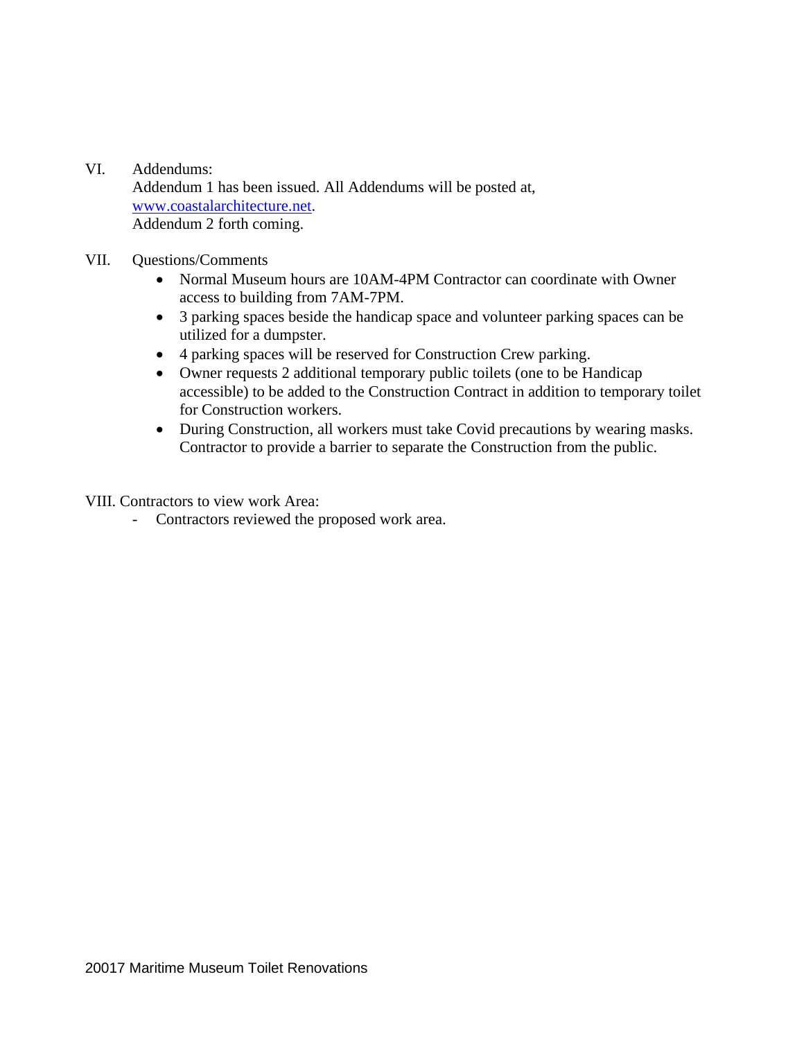VI. Addendums:

Addendum 1 has been issued. All Addendums will be posted at, www.coastalarchitecture.net.

Addendum 2 forth coming.

VII. Questions/Comments

- Normal Museum hours are 10AM-4PM Contractor can coordinate with Owner access to building from 7AM-7PM.
- 3 parking spaces beside the handicap space and volunteer parking spaces can be utilized for a dumpster.
- 4 parking spaces will be reserved for Construction Crew parking.
- Owner requests 2 additional temporary public toilets (one to be Handicap accessible) to be added to the Construction Contract in addition to temporary toilet for Construction workers.
- During Construction, all workers must take Covid precautions by wearing masks. Contractor to provide a barrier to separate the Construction from the public.

VIII. Contractors to view work Area:

- Contractors reviewed the proposed work area.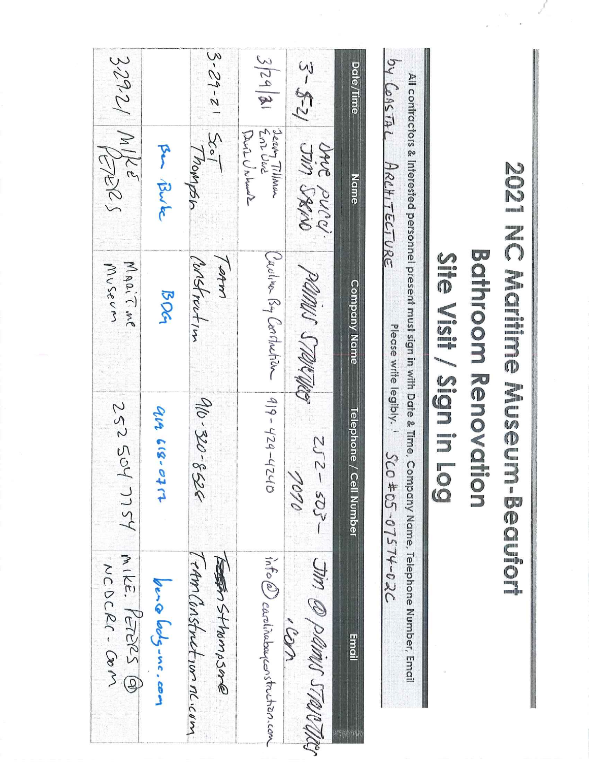# 2021 NC Maritime Museum-Beaufort

## Bathroom Renovation

## Site Visit / Sign in Log

All contractors & interested personnel present must sign in with Date & Time, Company Name, Telephone Number, Email by COASTAL ARCHITECTURE Please write legibly. SCO #05-07574-02C

| Date/Time | Name | Company Name | Telephone / Cell Number | Email |
|---|---|---|---|---|
| 3-8-21 | Dave Pucci Jim Sabino | Pamus Structures | 252-503-7090 | Jim@pamusstructures.com |
| 3/29/21 | Jeremy Tillman Eric Ussi Dave Urban | Carolina Bay Construction | 919-424-4240 | info@carolinabayconstruction.com |
| 3-29-21 | Scot Thompson | Team Construction | 910-320-8526 | sthompson@TeamConstructionnc.com |
| | Ben Burke | BDG | 919 618-0717 | ben@bdg-nc.com |
| 3-29-21 | Mike Peters | Maritime Museum | 252 504 7754 | Mike.Peters@NCDCR.com |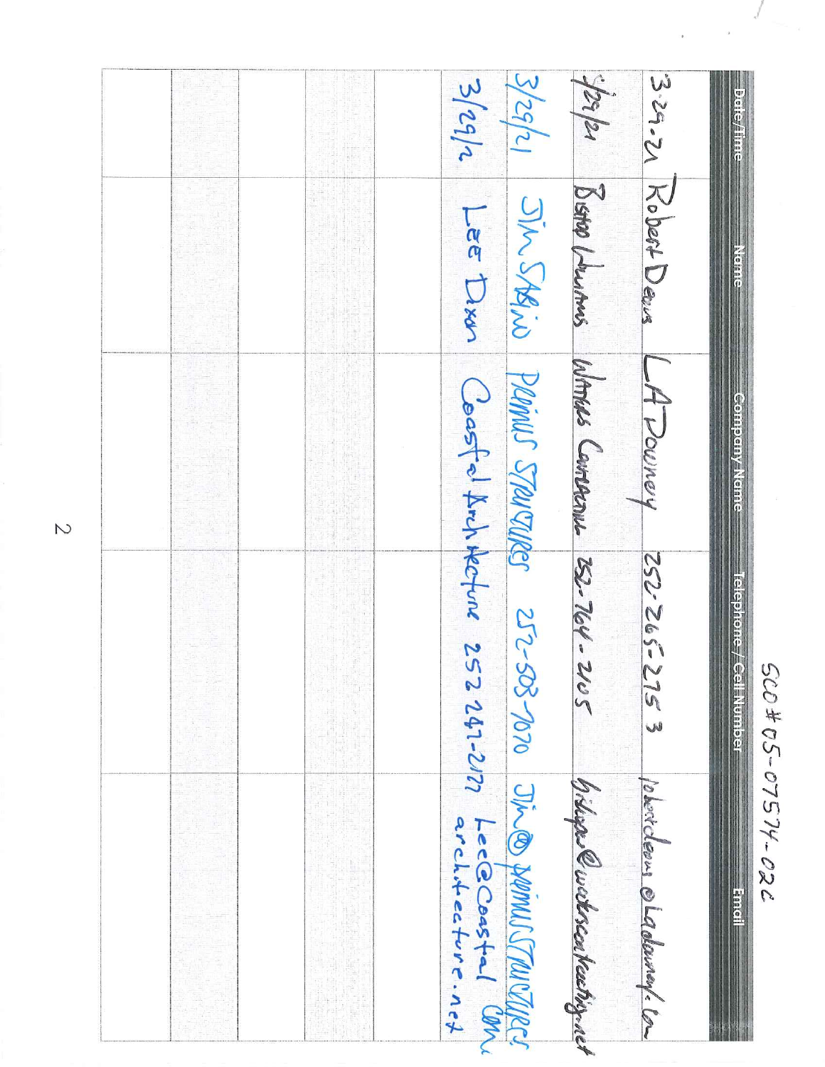SCO #05-07574-02C

| Date/time | Name | Company Name | Telephone / Cell Number | Email |
|---|---|---|---|---|
| 3-29-21 | Robert Davis | LA Downey | 252-265-2753 | robertdavis@ladowney.com |
| 3/29/21 | Bishop Adams | Waters Contracting | 252-764-2105 | bishop@waterscontracting.net |
| 3/29/21 | Jim Sabin | Primus Structures | 252-503-7070 | Jim@primusstructures.com |
| 3/29/21 | Lee Dixon | Coastal Architecture | 252 247-2177 | Lee@Coastal architecture.net |
| | | | | |
| | | | | |
| | | | | |
| | | | | |
| | | | | |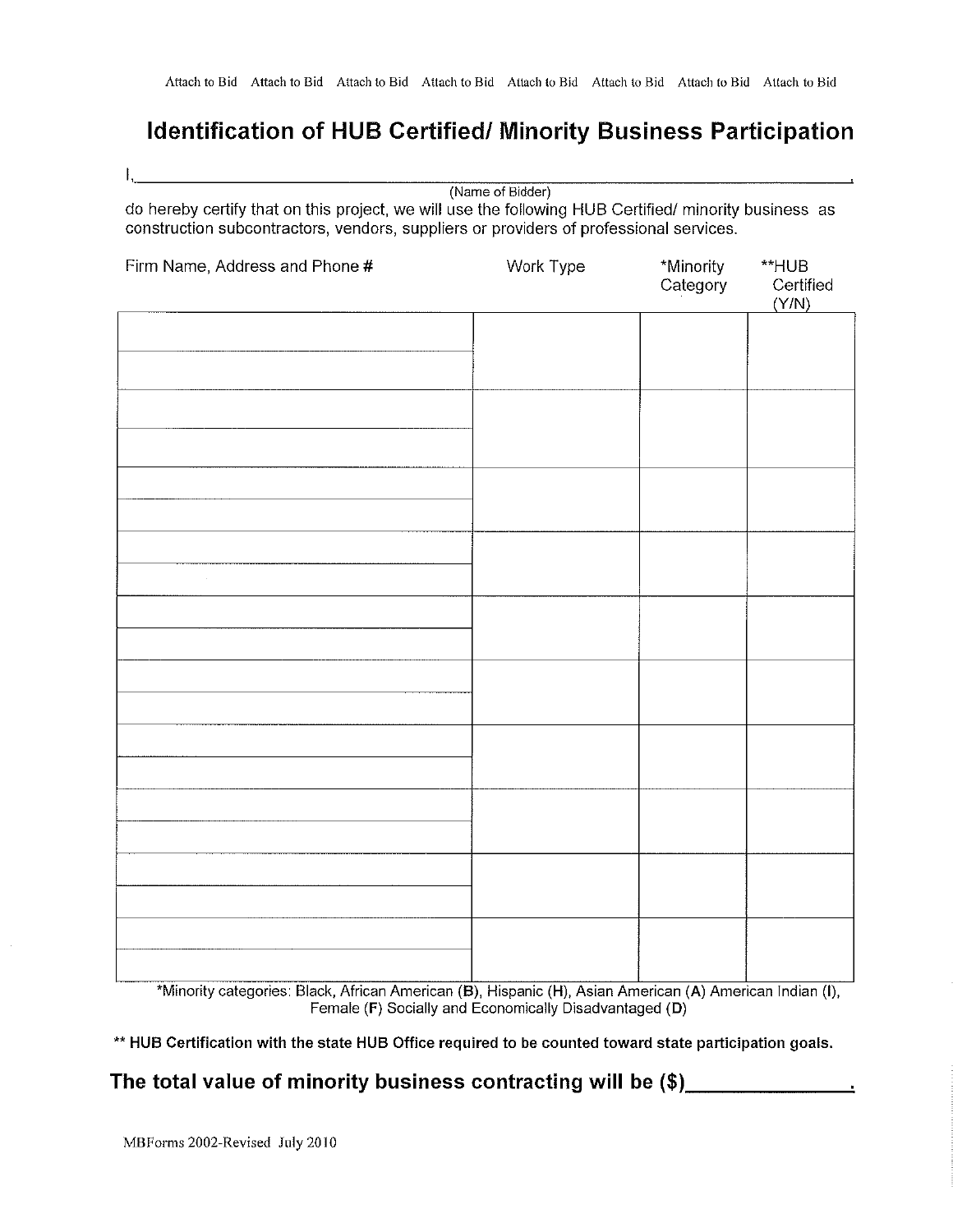Attach to Bid Attach to Bid Attach to Bid Attach to Bid Attach to Bid Attach to Bid Attach to Bid Attach to Bid

# Identification of HUB Certified/ Minority Business Participation

I,\_\_\_\_\_\_\_\_\_\_\_\_\_\_\_\_\_\_\_\_\_\_\_\_\_\_\_\_\_\_\_\_\_\_\_\_\_\_\_\_\_\_\_\_\_\_\_\_\_\_\_\_\_\_\_\_\_\_\_\_\_\_,
(Name of Bidder)

do hereby certify that on this project, we will use the following HUB Certified/ minority business as construction subcontractors, vendors, suppliers or providers of professional services.

| Firm Name, Address and Phone # | Work Type | *Minority Category | **HUB Certified (Y/N) |
|---|---|---|---|
| | | | |
| | | | |
| | | | |
| | | | |
| | | | |
| | | | |
| | | | |
| | | | |
| | | | |
| | | | |

*Minority categories: Black, African American (**B**), Hispanic (**H**), Asian American (**A**) American Indian (**I**), Female (**F**) Socially and Economically Disadvantaged (**D**)

**\*\* HUB Certification with the state HUB Office required to be counted toward state participation goals.**

## The total value of minority business contracting will be ($)\_\_\_\_\_\_\_\_\_\_\_\_\_\_.

MBForms 2002-Revised July 2010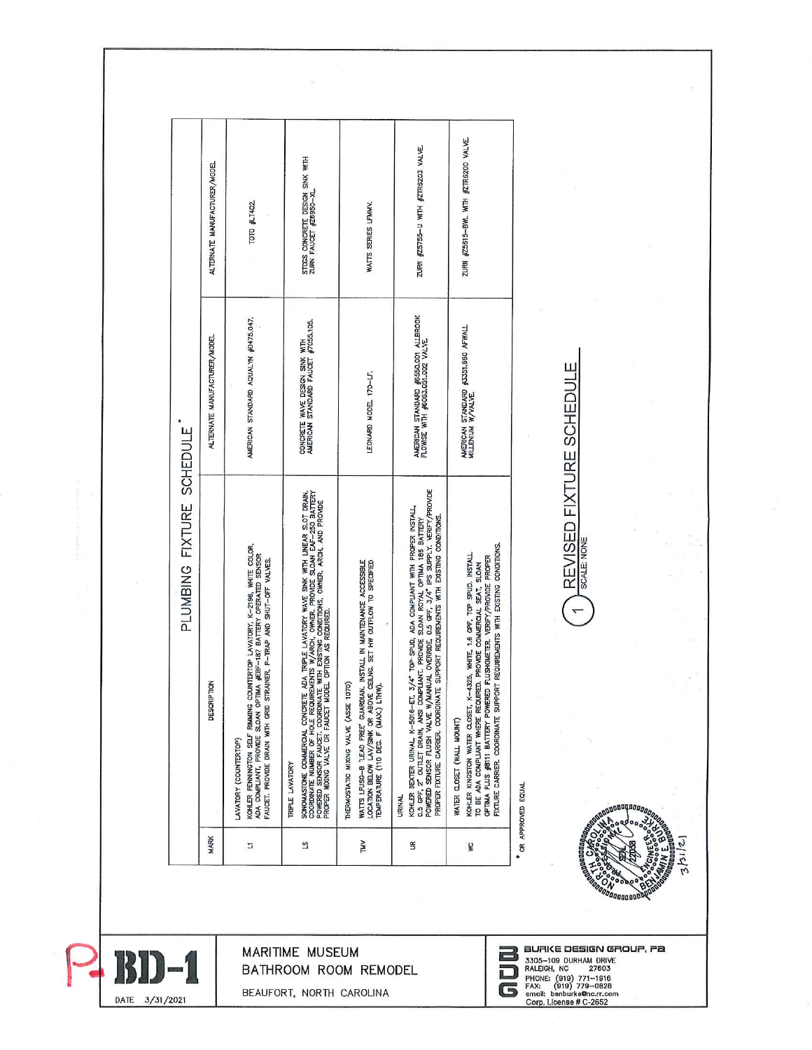# PLUMBING FIXTURE SCHEDULE *

| MARK | DESCRIPTION | ALTERNATE MANUFACTURER/MODEL | ALTERNATE MANUFACTURER/MODEL |
|---|---|---|---|
| L1 | LAVATORY (COUNTERTOP) KOHLER PENNINGTON SELF RIMMING COUNTERTOP LAVATORY, K-2196, WHITE COLOR, ADA COMPLIANT, PROVIDE SLOAN OPTIMA #EBF-187 BATTERY OPERATED SENSOR FAUCET. PROVIDE DRAIN WITH GRID STRAINER, P-TRAP AND SHUT-OFF VALVES. | AMERICAN STANDARD AQUALYN #0475.047. | TOTO #LT402. |
| LS | TRIPLE LAVATORY SONOMASTONE COMMERCIAL CONCRETE ADA TRIPLE LAVATORY WAVE SINK WITH LINEAR SLOT DRAIN. COORDINATE NUMBER OF HOLE REQUIREMENTS W/ARCH, OWNER. PROVIDE SLOAN EAF-250 BATTERY POWERED SENSOR FAUCET. COORDINATE WITH EXISTING CONDITIONS, OWNER, ARCH. AND PROVIDE PROPER MIXING VALVE OR FAUCET MODEL OPTION AS REQUIRED. | CONCRETE WAVE DESIGN SINK WITH AMERICAN STANDARD FAUCET #7055.105. | STOCS CONCRETE DESIGN SINK WITH ZURN FAUCET #Z6950-XL |
| TMV | THERMOSTATIC MIXING VALVE (ASSE 1070) WATTS LFUSG-B "LEAD FREE" GUARDIAN. INSTALL IN MAINTENANCE ACCESSIBLE LOCATION BELOW LAV/SINK OR ABOVE CEILING. SET HW OUTFLOW TO SPECIFIED TEMPERATURE (110 DEG. F (MAX.) LTHW). | LEONARD MODEL 170-LF. | WATTS SERIES LFMMV. |
| UR | URINAL KOHLER BEXTER URINAL, K-5016-ET, 3/4" TOP SPUD, ADA COMPLIANT WITH PROPER INSTALL, 0.5 GPF, 2" OUTLET DRAIN, ANSI COMPLIANT. PROVIDE SLOAN ROYAL OPTIMA 186 BATTERY POWERED SENSOR FLUSH VALVE W/MANUAL OVERRIDE, 0.5 GPF, 3/4" IPS SUPPLY. VERIFY/PROVIDE PROPER FIXTURE CARRIER. COORDINATE SUPPORT REQUIREMENTS WITH EXISTING CONDITIONS. | AMERICAN STANDARD #6550.001 ALLBROOK FLOWISE WITH #6063.051.002 VALVE. | ZURN #Z5755-U WITH #ZTR6203 VALVE. |
| WC | WATER CLOSET (WALL MOUNT) KOHLER KINGSTON WATER CLOSET, K-4325, WHITE, 1.6 GPF, TOP SPUD. INSTALL TO BE ADA COMPLIANT WHERE REQUIRED. PROVIDE COMMERCIAL SEAT. SLOAN OPTIMA PLUS #8111 BATTERY POWERED FLUSHOMETER. VERIFY/PROVIDE PROPER FIXTURE CARRIER. COORDINATE SUPPORT REQUIREMENTS WITH EXISTING CONDITIONS. | AMERICAN STANDARD #3351.660 AFWALL MILLENIUM W/VALVE. | ZURN #Z5615-BWL WITH #ZTR6200 VALVE. |

\* OR APPROVED EQUAL

1 REVISED FIXTURE SCHEDULE
SCALE: NONE

NORTH CAROLINA PROFESSIONAL ENGINEER SEAL 22058 BENJAMIN E. BURKE 3/31/21

BD-1

DATE 3/31/2021

MARITIME MUSEUM
BATHROOM ROOM REMODEL
BEAUFORT, NORTH CAROLINA

BURKE DESIGN GROUP, PA
3305-109 DURHAM DRIVE
RALEIGH, NC 27603
PHONE: (919) 771-1916
FAX: (919) 779-0826
email: benburke@nc.rr.com
Corp. License # C-2652